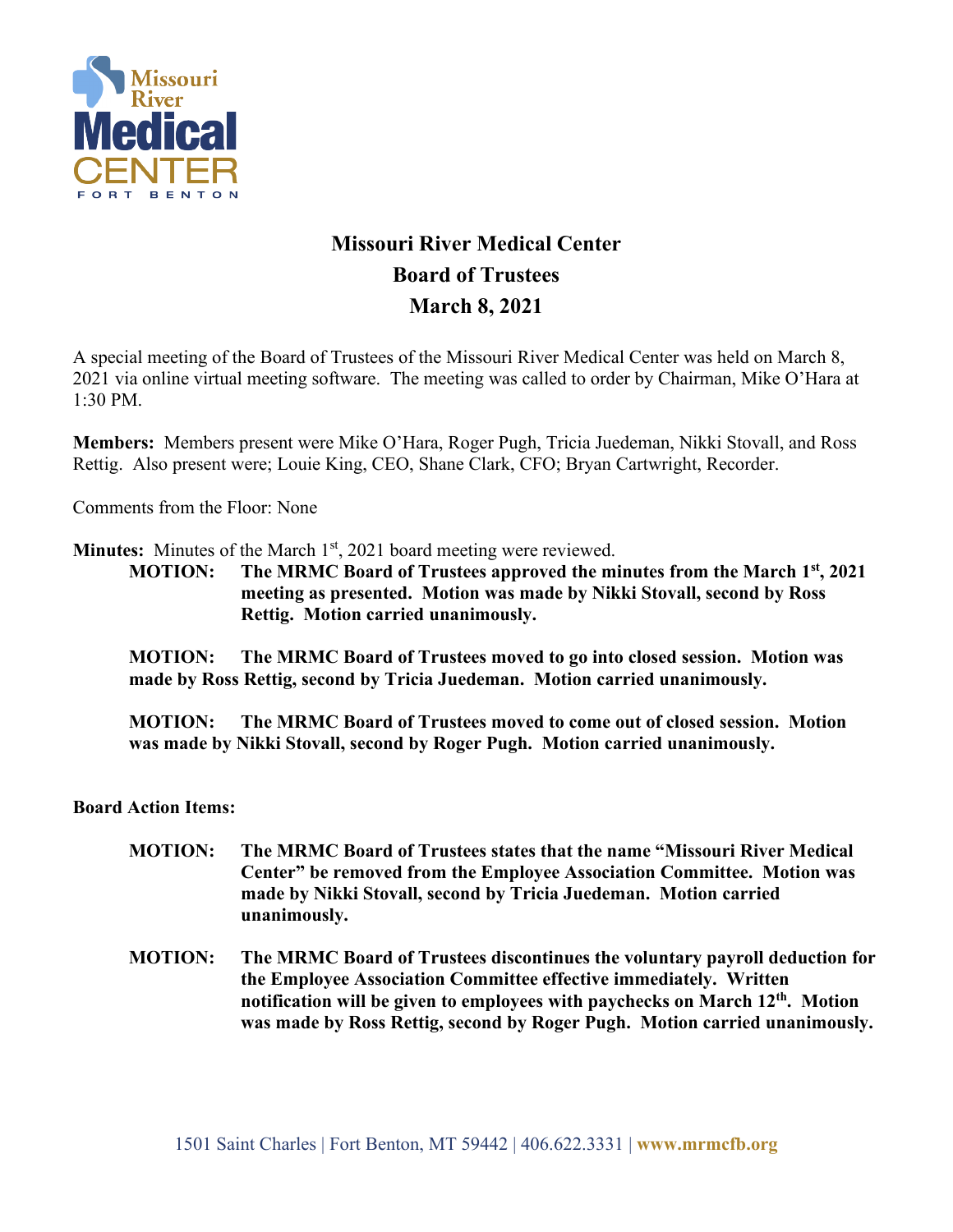# Missouri River Medical Center

## Board of Trustees

## March 8, 2021

A special meeting of the Board of Trustees of the Missouri River Medical Center was held on March 8, 2021 via online virtual meeting software. The meeting was called to order by Chairman, Mike O'Hara at 1:30 PM.

**Members:** Members present were Mike O'Hara, Roger Pugh, Tricia Juedeman, Nikki Stovall, and Ross Rettig. Also present were; Louie King, CEO, Shane Clark, CFO; Bryan Cartwright, Recorder.

Comments from the Floor: None

**Minutes:** Minutes of the March 1st, 2021 board meeting were reviewed.

**MOTION: The MRMC Board of Trustees approved the minutes from the March 1st, 2021 meeting as presented. Motion was made by Nikki Stovall, second by Ross Rettig. Motion carried unanimously.**

**MOTION: The MRMC Board of Trustees moved to go into closed session. Motion was made by Ross Rettig, second by Tricia Juedeman. Motion carried unanimously.**

**MOTION: The MRMC Board of Trustees moved to come out of closed session. Motion was made by Nikki Stovall, second by Roger Pugh. Motion carried unanimously.**

**Board Action Items:**

**MOTION: The MRMC Board of Trustees states that the name "Missouri River Medical Center" be removed from the Employee Association Committee. Motion was made by Nikki Stovall, second by Tricia Juedeman. Motion carried unanimously.**

**MOTION: The MRMC Board of Trustees discontinues the voluntary payroll deduction for the Employee Association Committee effective immediately. Written notification will be given to employees with paychecks on March 12th. Motion was made by Ross Rettig, second by Roger Pugh. Motion carried unanimously.**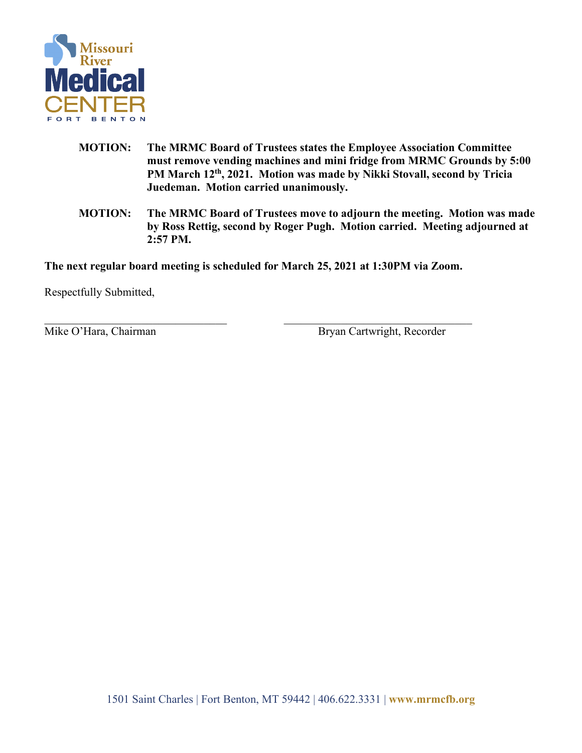**MOTION:** **The MRMC Board of Trustees states the Employee Association Committee must remove vending machines and mini fridge from MRMC Grounds by 5:00 PM March 12th, 2021. Motion was made by Nikki Stovall, second by Tricia Juedeman. Motion carried unanimously.**

**MOTION:** **The MRMC Board of Trustees move to adjourn the meeting. Motion was made by Ross Rettig, second by Roger Pugh. Motion carried. Meeting adjourned at 2:57 PM.**

**The next regular board meeting is scheduled for March 25, 2021 at 1:30PM via Zoom.**

Respectfully Submitted,

\_\_\_\_\_\_\_\_\_\_\_\_\_\_\_\_\_\_\_\_\_\_\_\_\_\_\_\_\_\_ \_\_\_\_\_\_\_\_\_\_\_\_\_\_\_\_\_\_\_\_\_\_\_\_\_\_\_\_\_\_

Mike O'Hara, Chairman Bryan Cartwright, Recorder